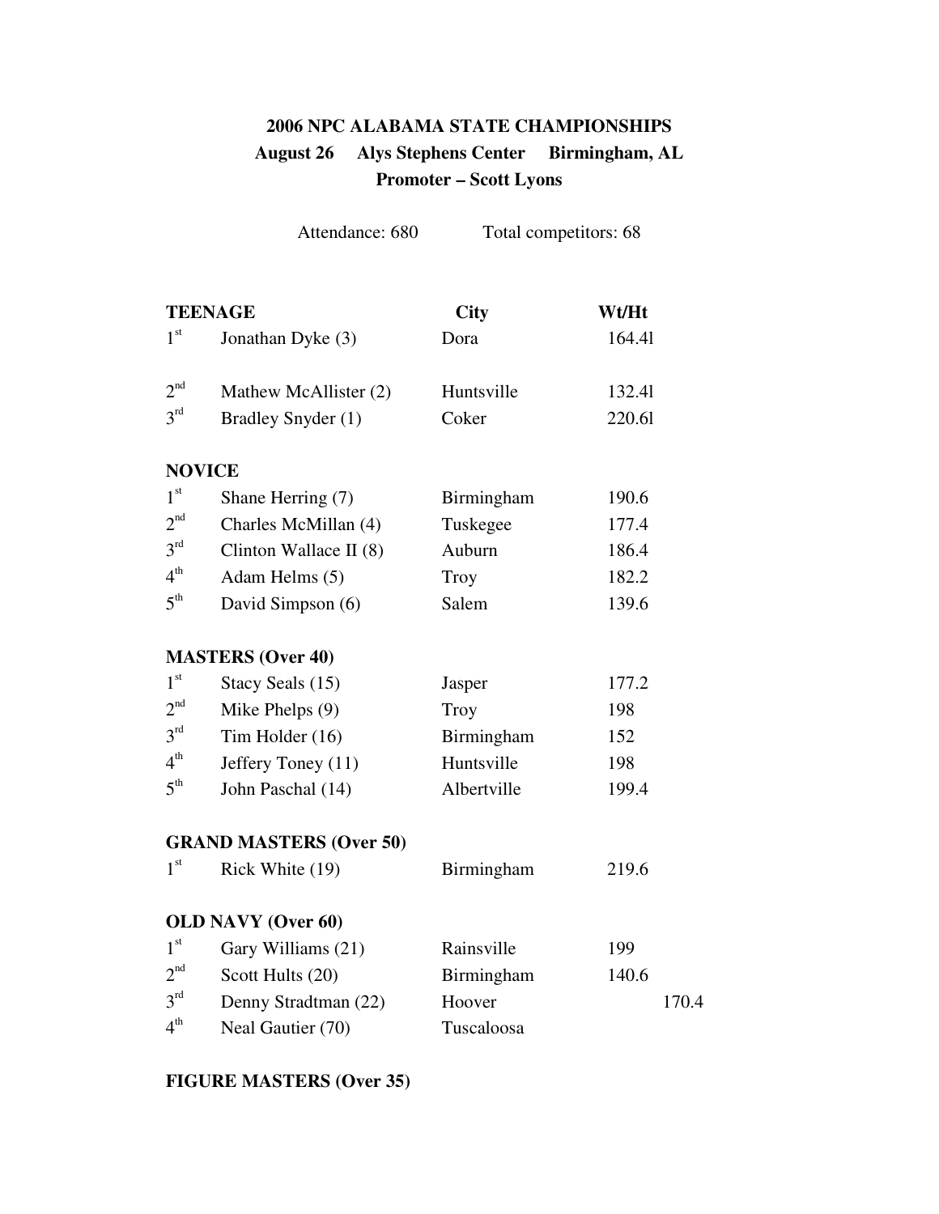# 2006 NPC ALABAMA STATE CHAMPIONSHIPS

**August 26 Alys Stephens Center Birmingham, AL**

**Promoter – Scott Lyons**

Attendance: 680 Total competitors: 68

| **TEENAGE** | | **City** | **Wt/Ht** |
|---|---|---|---|
| 1st | Jonathan Dyke (3) | Dora | 164.4l |
| 2nd | Mathew McAllister (2) | Huntsville | 132.4l |
| 3rd | Bradley Snyder (1) | Coker | 220.6l |

**NOVICE**

| | | | |
|---|---|---|---|
| 1st | Shane Herring (7) | Birmingham | 190.6 |
| 2nd | Charles McMillan (4) | Tuskegee | 177.4 |
| 3rd | Clinton Wallace II (8) | Auburn | 186.4 |
| 4th | Adam Helms (5) | Troy | 182.2 |
| 5th | David Simpson (6) | Salem | 139.6 |

**MASTERS (Over 40)**

| | | | |
|---|---|---|---|
| 1st | Stacy Seals (15) | Jasper | 177.2 |
| 2nd | Mike Phelps (9) | Troy | 198 |
| 3rd | Tim Holder (16) | Birmingham | 152 |
| 4th | Jeffery Toney (11) | Huntsville | 198 |
| 5th | John Paschal (14) | Albertville | 199.4 |

**GRAND MASTERS (Over 50)**

| | | | |
|---|---|---|---|
| 1st | Rick White (19) | Birmingham | 219.6 |

**OLD NAVY (Over 60)**

| | | | |
|---|---|---|---|
| 1st | Gary Williams (21) | Rainsville | 199 |
| 2nd | Scott Hults (20) | Birmingham | 140.6 |
| 3rd | Denny Stradtman (22) | Hoover | 170.4 |
| 4th | Neal Gautier (70) | Tuscaloosa | |

**FIGURE MASTERS (Over 35)**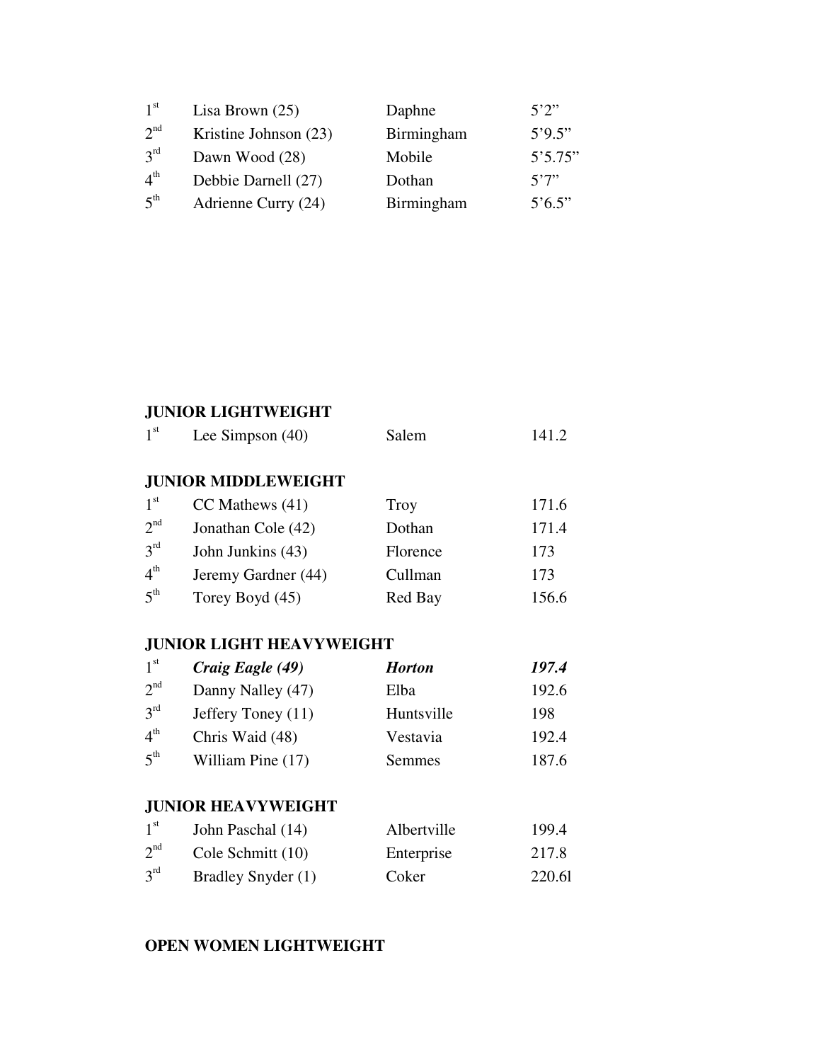| | | | |
|---|---|---|---|
| 1st | Lisa Brown (25) | Daphne | 5'2" |
| 2nd | Kristine Johnson (23) | Birmingham | 5'9.5" |
| 3rd | Dawn Wood (28) | Mobile | 5'5.75" |
| 4th | Debbie Darnell (27) | Dothan | 5'7" |
| 5th | Adrienne Curry (24) | Birmingham | 5'6.5" |

**JUNIOR LIGHTWEIGHT**

| | | | |
|---|---|---|---|
| 1st | Lee Simpson (40) | Salem | 141.2 |

**JUNIOR MIDDLEWEIGHT**

| | | | |
|---|---|---|---|
| 1st | CC Mathews (41) | Troy | 171.6 |
| 2nd | Jonathan Cole (42) | Dothan | 171.4 |
| 3rd | John Junkins (43) | Florence | 173 |
| 4th | Jeremy Gardner (44) | Cullman | 173 |
| 5th | Torey Boyd (45) | Red Bay | 156.6 |

**JUNIOR LIGHT HEAVYWEIGHT**

| | | | |
|---|---|---|---|
| 1st | ***Craig Eagle (49)*** | ***Horton*** | ***197.4*** |
| 2nd | Danny Nalley (47) | Elba | 192.6 |
| 3rd | Jeffery Toney (11) | Huntsville | 198 |
| 4th | Chris Waid (48) | Vestavia | 192.4 |
| 5th | William Pine (17) | Semmes | 187.6 |

**JUNIOR HEAVYWEIGHT**

| | | | |
|---|---|---|---|
| 1st | John Paschal (14) | Albertville | 199.4 |
| 2nd | Cole Schmitt (10) | Enterprise | 217.8 |
| 3rd | Bradley Snyder (1) | Coker | 220.6l |

**OPEN WOMEN LIGHTWEIGHT**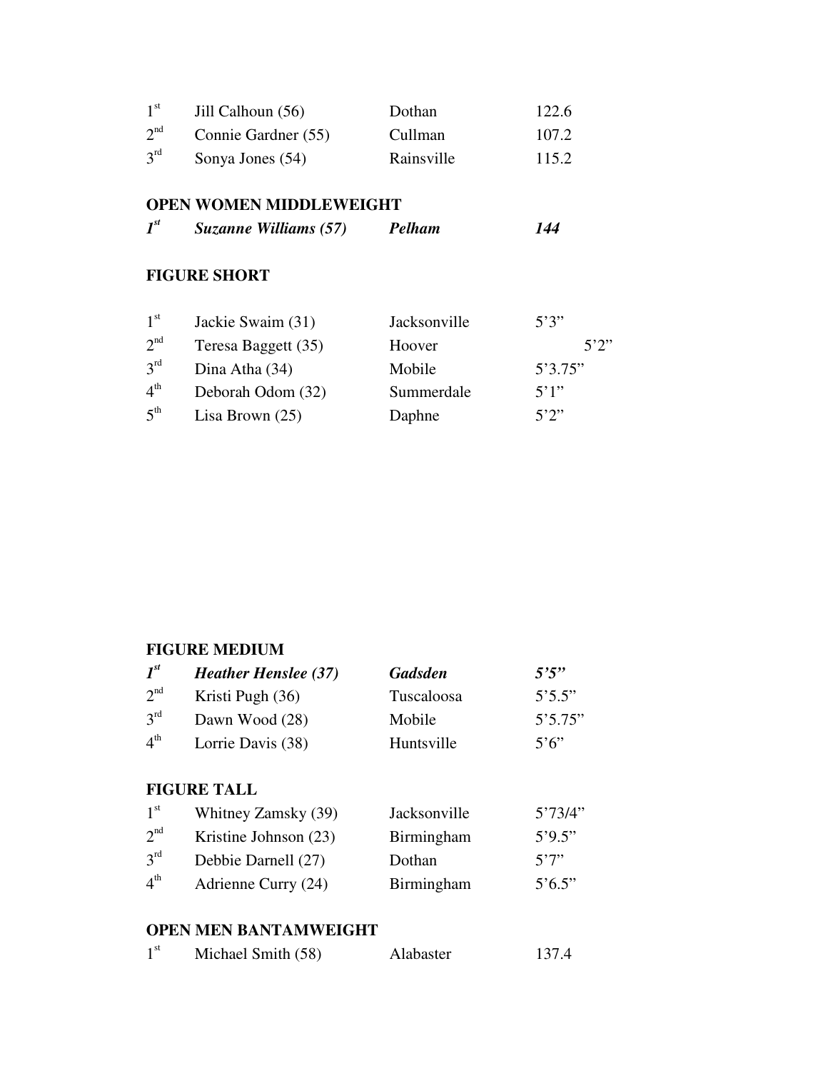| | | | |
|---|---|---|---|
| 1st | Jill Calhoun (56) | Dothan | 122.6 |
| 2nd | Connie Gardner (55) | Cullman | 107.2 |
| 3rd | Sonya Jones (54) | Rainsville | 115.2 |

**OPEN WOMEN MIDDLEWEIGHT**

| | | | |
|---|---|---|---|
| ***1st*** | ***Suzanne Williams (57)*** | ***Pelham*** | ***144*** |

**FIGURE SHORT**

| | | | |
|---|---|---|---|
| 1st | Jackie Swaim (31) | Jacksonville | 5’3” |
| 2nd | Teresa Baggett (35) | Hoover | 5’2” |
| 3rd | Dina Atha (34) | Mobile | 5’3.75” |
| 4th | Deborah Odom (32) | Summerdale | 5’1” |
| 5th | Lisa Brown (25) | Daphne | 5’2” |

**FIGURE MEDIUM**

| | | | |
|---|---|---|---|
| ***1st*** | ***Heather Henslee (37)*** | ***Gadsden*** | ***5’5”*** |
| 2nd | Kristi Pugh (36) | Tuscaloosa | 5’5.5” |
| 3rd | Dawn Wood (28) | Mobile | 5’5.75” |
| 4th | Lorrie Davis (38) | Huntsville | 5’6” |

**FIGURE TALL**

| | | | |
|---|---|---|---|
| 1st | Whitney Zamsky (39) | Jacksonville | 5’73/4” |
| 2nd | Kristine Johnson (23) | Birmingham | 5’9.5” |
| 3rd | Debbie Darnell (27) | Dothan | 5’7” |
| 4th | Adrienne Curry (24) | Birmingham | 5’6.5” |

**OPEN MEN BANTAMWEIGHT**

| | | | |
|---|---|---|---|
| 1st | Michael Smith (58) | Alabaster | 137.4 |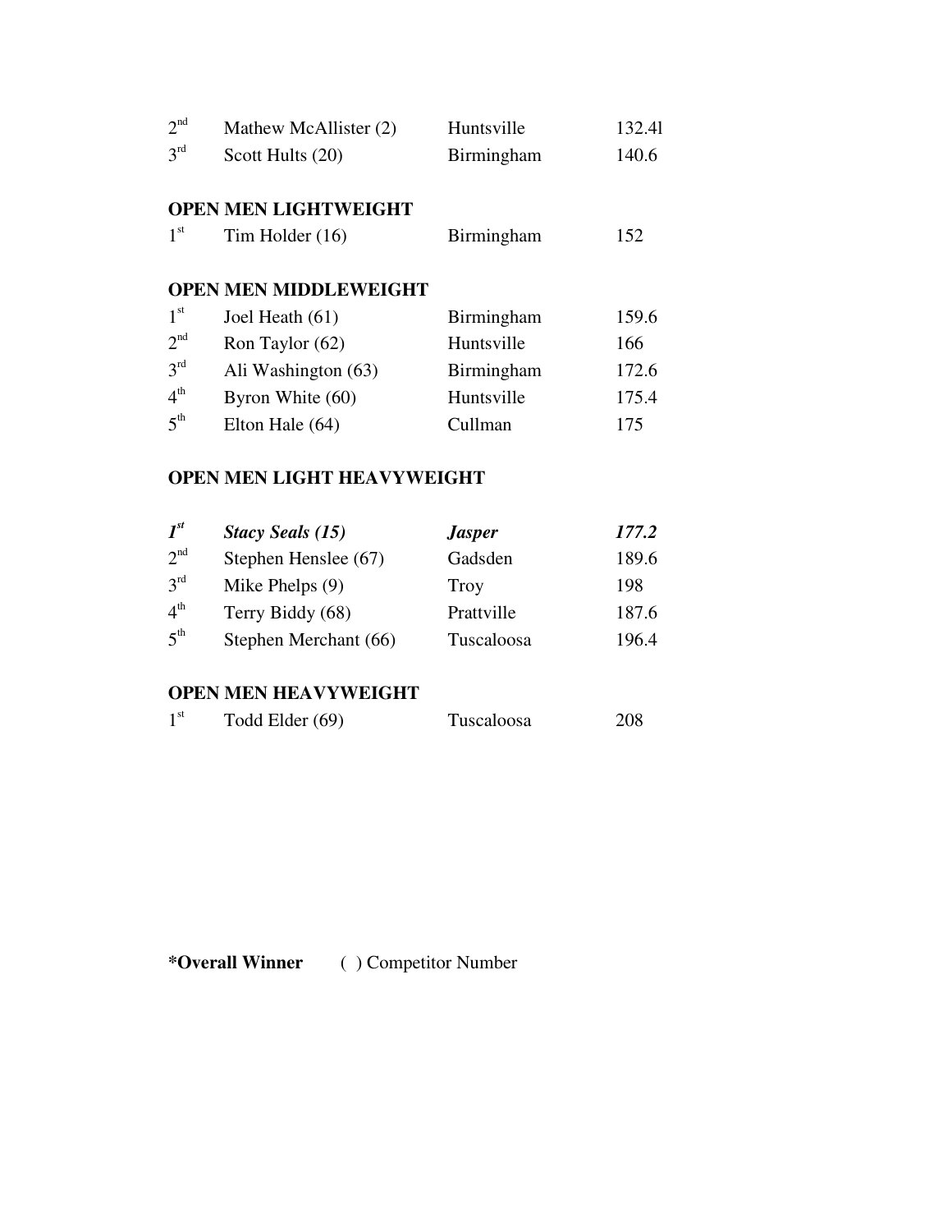| | | | |
|---|---|---|---|
| 2nd | Mathew McAllister (2) | Huntsville | 132.4l |
| 3rd | Scott Hults (20) | Birmingham | 140.6 |

**OPEN MEN LIGHTWEIGHT**

| | | | |
|---|---|---|---|
| 1st | Tim Holder (16) | Birmingham | 152 |

**OPEN MEN MIDDLEWEIGHT**

| | | | |
|---|---|---|---|
| 1st | Joel Heath (61) | Birmingham | 159.6 |
| 2nd | Ron Taylor (62) | Huntsville | 166 |
| 3rd | Ali Washington (63) | Birmingham | 172.6 |
| 4th | Byron White (60) | Huntsville | 175.4 |
| 5th | Elton Hale (64) | Cullman | 175 |

**OPEN MEN LIGHT HEAVYWEIGHT**

| | | | |
|---|---|---|---|
| ***1st*** | ***Stacy Seals (15)*** | ***Jasper*** | ***177.2*** |
| 2nd | Stephen Henslee (67) | Gadsden | 189.6 |
| 3rd | Mike Phelps (9) | Troy | 198 |
| 4th | Terry Biddy (68) | Prattville | 187.6 |
| 5th | Stephen Merchant (66) | Tuscaloosa | 196.4 |

**OPEN MEN HEAVYWEIGHT**

| | | | |
|---|---|---|---|
| 1st | Todd Elder (69) | Tuscaloosa | 208 |

**\*Overall Winner** ( ) Competitor Number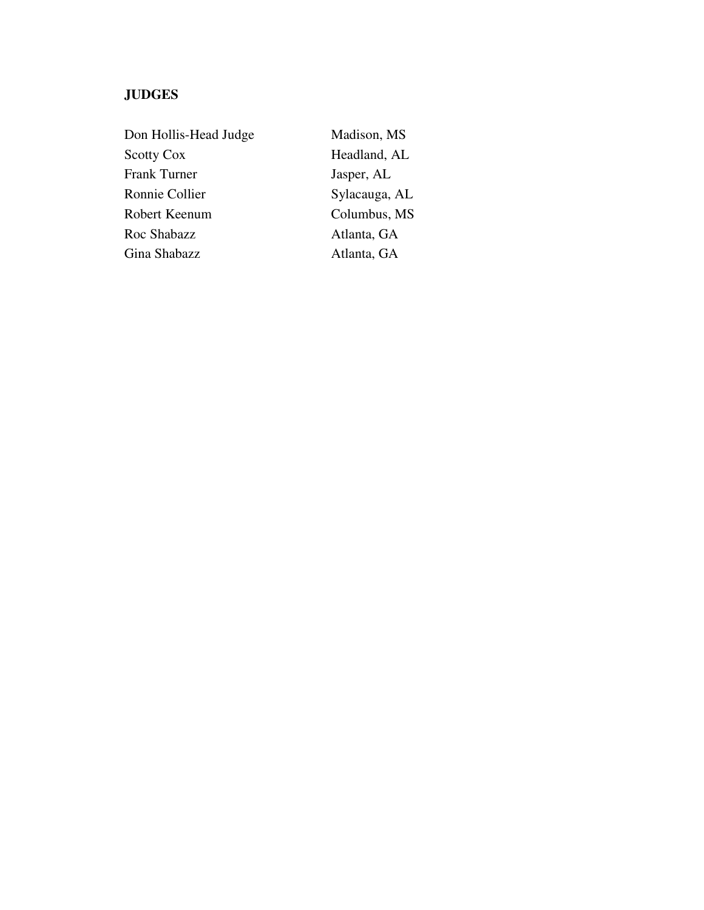**JUDGES**

| | |
|---|---|
| Don Hollis-Head Judge | Madison, MS |
| Scotty Cox | Headland, AL |
| Frank Turner | Jasper, AL |
| Ronnie Collier | Sylacauga, AL |
| Robert Keenum | Columbus, MS |
| Roc Shabazz | Atlanta, GA |
| Gina Shabazz | Atlanta, GA |